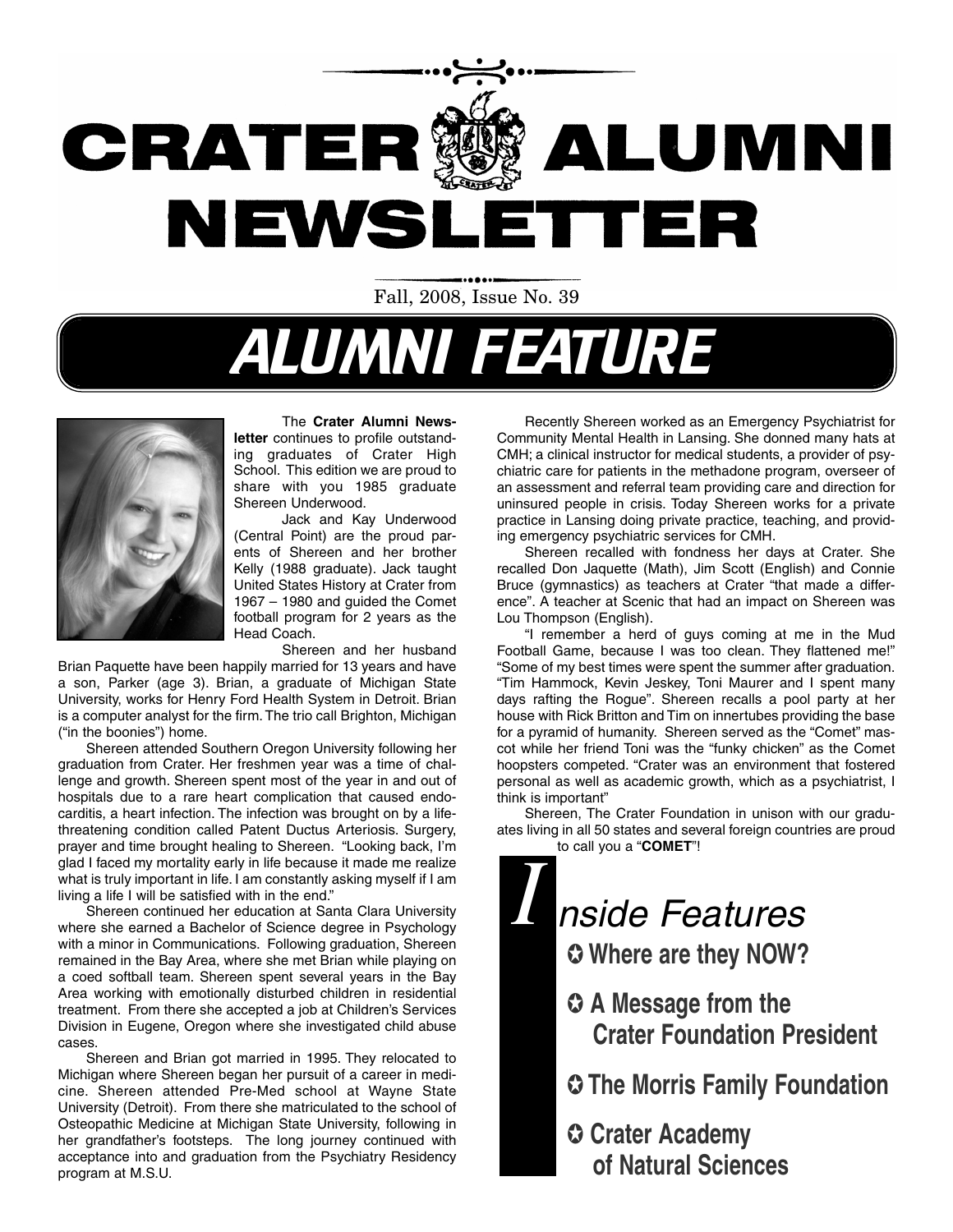# CRATER ALUMNI NEWSLETTER

Fall, 2008, Issue No. 39

## ALUMNI FEATURE

The **Crater Alumni Newsletter** continues to profile outstanding graduates of Crater High School. This edition we are proud to share with you 1985 graduate Shereen Underwood.

Jack and Kay Underwood (Central Point) are the proud parents of Shereen and her brother Kelly (1988 graduate). Jack taught United States History at Crater from 1967 – 1980 and guided the Comet football program for 2 years as the Head Coach.

Shereen and her husband Brian Paquette have been happily married for 13 years and have a son, Parker (age 3). Brian, a graduate of Michigan State University, works for Henry Ford Health System in Detroit. Brian is a computer analyst for the firm. The trio call Brighton, Michigan ("in the boonies") home.

Shereen attended Southern Oregon University following her graduation from Crater. Her freshmen year was a time of challenge and growth. Shereen spent most of the year in and out of hospitals due to a rare heart complication that caused endocarditis, a heart infection. The infection was brought on by a life-threatening condition called Patent Ductus Arteriosis. Surgery, prayer and time brought healing to Shereen. "Looking back, I'm glad I faced my mortality early in life because it made me realize what is truly important in life. I am constantly asking myself if I am living a life I will be satisfied with in the end."

Shereen continued her education at Santa Clara University where she earned a Bachelor of Science degree in Psychology with a minor in Communications. Following graduation, Shereen remained in the Bay Area, where she met Brian while playing on a coed softball team. Shereen spent several years in the Bay Area working with emotionally disturbed children in residential treatment. From there she accepted a job at Children's Services Division in Eugene, Oregon where she investigated child abuse cases.

Shereen and Brian got married in 1995. They relocated to Michigan where Shereen began her pursuit of a career in medicine. Shereen attended Pre-Med school at Wayne State University (Detroit). From there she matriculated to the school of Osteopathic Medicine at Michigan State University, following in her grandfather's footsteps. The long journey continued with acceptance into and graduation from the Psychiatry Residency program at M.S.U.

Recently Shereen worked as an Emergency Psychiatrist for Community Mental Health in Lansing. She donned many hats at CMH; a clinical instructor for medical students, a provider of psychiatric care for patients in the methadone program, overseer of an assessment and referral team providing care and direction for uninsured people in crisis. Today Shereen works for a private practice in Lansing doing private practice, teaching, and providing emergency psychiatric services for CMH.

Shereen recalled with fondness her days at Crater. She recalled Don Jaquette (Math), Jim Scott (English) and Connie Bruce (gymnastics) as teachers at Crater "that made a difference". A teacher at Scenic that had an impact on Shereen was Lou Thompson (English).

"I remember a herd of guys coming at me in the Mud Football Game, because I was too clean. They flattened me!" "Some of my best times were spent the summer after graduation. "Tim Hammock, Kevin Jeskey, Toni Maurer and I spent many days rafting the Rogue". Shereen recalls a pool party at her house with Rick Britton and Tim on innertubes providing the base for a pyramid of humanity. Shereen served as the "Comet" mascot while her friend Toni was the "funky chicken" as the Comet hoopsters competed. "Crater was an environment that fostered personal as well as academic growth, which as a psychiatrist, I think is important"

Shereen, The Crater Foundation in unison with our graduates living in all 50 states and several foreign countries are proud to call you a "**COMET**"!

## Inside Features

- **Where are they NOW?**
- **A Message from the Crater Foundation President**
- **The Morris Family Foundation**
- **Crater Academy of Natural Sciences**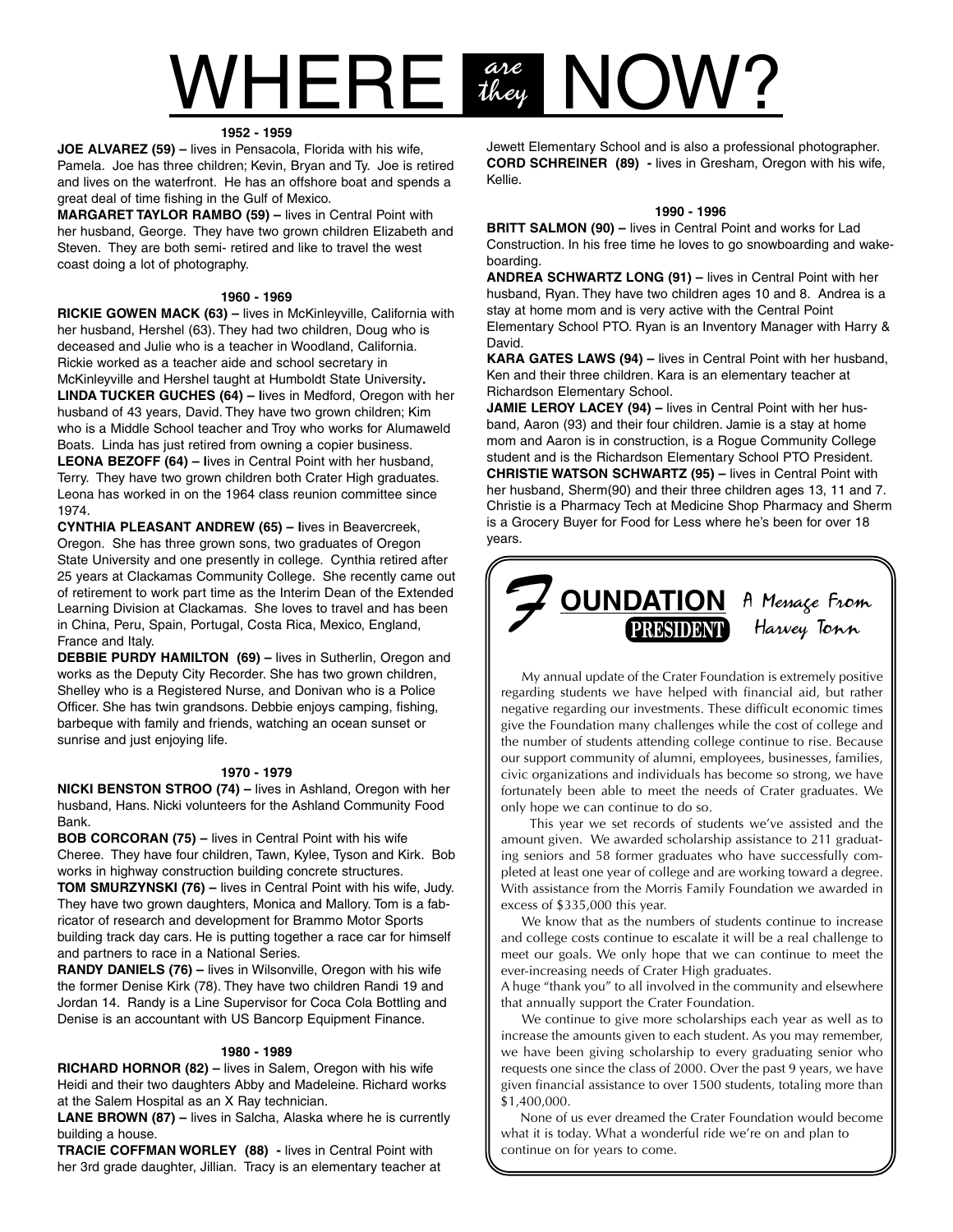# WHERE *are they* NOW?

**1952 - 1959**

**JOE ALVAREZ (59) –** lives in Pensacola, Florida with his wife, Pamela. Joe has three children; Kevin, Bryan and Ty. Joe is retired and lives on the waterfront. He has an offshore boat and spends a great deal of time fishing in the Gulf of Mexico.

**MARGARET TAYLOR RAMBO (59) –** lives in Central Point with her husband, George. They have two grown children Elizabeth and Steven. They are both semi- retired and like to travel the west coast doing a lot of photography.

**1960 - 1969**

**RICKIE GOWEN MACK (63) –** lives in McKinleyville, California with her husband, Hershel (63). They had two children, Doug who is deceased and Julie who is a teacher in Woodland, California. Rickie worked as a teacher aide and school secretary in McKinleyville and Hershel taught at Humboldt State University.

**LINDA TUCKER GUCHES (64) –** lives in Medford, Oregon with her husband of 43 years, David. They have two grown children; Kim who is a Middle School teacher and Troy who works for Alumaweld Boats. Linda has just retired from owning a copier business.

**LEONA BEZOFF (64) –** lives in Central Point with her husband, Terry. They have two grown children both Crater High graduates. Leona has worked in on the 1964 class reunion committee since 1974.

**CYNTHIA PLEASANT ANDREW (65) –** lives in Beavercreek, Oregon. She has three grown sons, two graduates of Oregon State University and one presently in college. Cynthia retired after 25 years at Clackamas Community College. She recently came out of retirement to work part time as the Interim Dean of the Extended Learning Division at Clackamas. She loves to travel and has been in China, Peru, Spain, Portugal, Costa Rica, Mexico, England, France and Italy.

**DEBBIE PURDY HAMILTON (69) –** lives in Sutherlin, Oregon and works as the Deputy City Recorder. She has two grown children, Shelley who is a Registered Nurse, and Donivan who is a Police Officer. She has twin grandsons. Debbie enjoys camping, fishing, barbeque with family and friends, watching an ocean sunset or sunrise and just enjoying life.

**1970 - 1979**

**NICKI BENSTON STROO (74) –** lives in Ashland, Oregon with her husband, Hans. Nicki volunteers for the Ashland Community Food Bank.

**BOB CORCORAN (75) –** lives in Central Point with his wife Cheree. They have four children, Tawn, Kylee, Tyson and Kirk. Bob works in highway construction building concrete structures.

**TOM SMURZYNSKI (76) –** lives in Central Point with his wife, Judy. They have two grown daughters, Monica and Mallory. Tom is a fabricator of research and development for Brammo Motor Sports building track day cars. He is putting together a race car for himself and partners to race in a National Series.

**RANDY DANIELS (76) –** lives in Wilsonville, Oregon with his wife the former Denise Kirk (78). They have two children Randi 19 and Jordan 14. Randy is a Line Supervisor for Coca Cola Bottling and Denise is an accountant with US Bancorp Equipment Finance.

**1980 - 1989**

**RICHARD HORNOR (82) –** lives in Salem, Oregon with his wife Heidi and their two daughters Abby and Madeleine. Richard works at the Salem Hospital as an X Ray technician.

**LANE BROWN (87) –** lives in Salcha, Alaska where he is currently building a house.

**TRACIE COFFMAN WORLEY (88) -** lives in Central Point with her 3rd grade daughter, Jillian. Tracy is an elementary teacher at Jewett Elementary School and is also a professional photographer.

**CORD SCHREINER (89) -** lives in Gresham, Oregon with his wife, Kellie.

**1990 - 1996**

**BRITT SALMON (90) –** lives in Central Point and works for Lad Construction. In his free time he loves to go snowboarding and wakeboarding.

**ANDREA SCHWARTZ LONG (91) –** lives in Central Point with her husband, Ryan. They have two children ages 10 and 8. Andrea is a stay at home mom and is very active with the Central Point Elementary School PTO. Ryan is an Inventory Manager with Harry & David.

**KARA GATES LAWS (94) –** lives in Central Point with her husband, Ken and their three children. Kara is an elementary teacher at Richardson Elementary School.

**JAMIE LEROY LACEY (94) –** lives in Central Point with her husband, Aaron (93) and their four children. Jamie is a stay at home mom and Aaron is in construction, is a Rogue Community College student and is the Richardson Elementary School PTO President.

**CHRISTIE WATSON SCHWARTZ (95) –** lives in Central Point with her husband, Sherm(90) and their three children ages 13, 11 and 7. Christie is a Pharmacy Tech at Medicine Shop Pharmacy and Sherm is a Grocery Buyer for Food for Less where he's been for over 18 years.

## FOUNDATION PRESIDENT
### A Message From Harvey Tonn

My annual update of the Crater Foundation is extremely positive regarding students we have helped with financial aid, but rather negative regarding our investments. These difficult economic times give the Foundation many challenges while the cost of college and the number of students attending college continue to rise. Because our support community of alumni, employees, businesses, families, civic organizations and individuals has become so strong, we have fortunately been able to meet the needs of Crater graduates. We only hope we can continue to do so.

This year we set records of students we've assisted and the amount given. We awarded scholarship assistance to 211 graduating seniors and 58 former graduates who have successfully completed at least one year of college and are working toward a degree. With assistance from the Morris Family Foundation we awarded in excess of $335,000 this year.

We know that as the numbers of students continue to increase and college costs continue to escalate it will be a real challenge to meet our goals. We only hope that we can continue to meet the ever-increasing needs of Crater High graduates.

A huge "thank you" to all involved in the community and elsewhere that annually support the Crater Foundation.

We continue to give more scholarships each year as well as to increase the amounts given to each student. As you may remember, we have been giving scholarship to every graduating senior who requests one since the class of 2000. Over the past 9 years, we have given financial assistance to over 1500 students, totaling more than $1,400,000.

None of us ever dreamed the Crater Foundation would become what it is today. What a wonderful ride we're on and plan to continue on for years to come.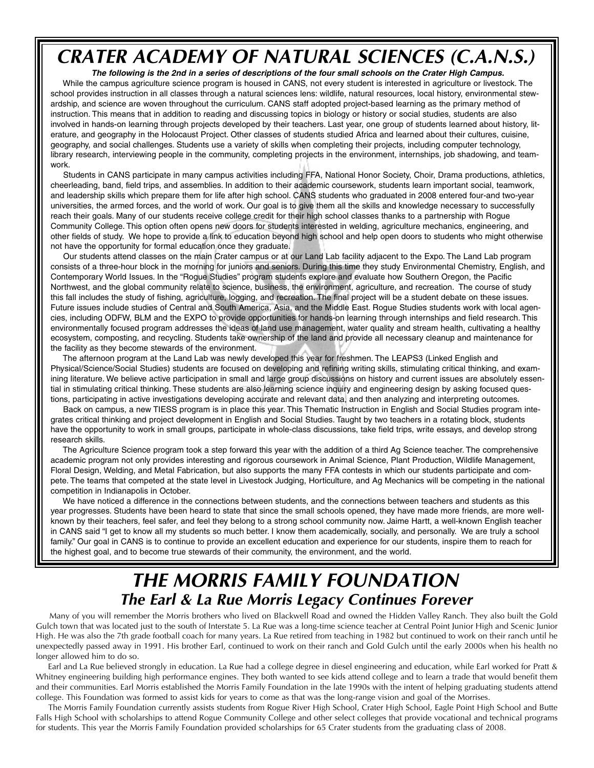# CRATER ACADEMY OF NATURAL SCIENCES (C.A.N.S.)

***The following is the 2nd in a series of descriptions of the four small schools on the Crater High Campus.***

While the campus agriculture science program is housed in CANS, not every student is interested in agriculture or livestock. The school provides instruction in all classes through a natural sciences lens: wildlife, natural resources, local history, environmental stewardship, and science are woven throughout the curriculum. CANS staff adopted project-based learning as the primary method of instruction. This means that in addition to reading and discussing topics in biology or history or social studies, students are also involved in hands-on learning through projects developed by their teachers. Last year, one group of students learned about history, literature, and geography in the Holocaust Project. Other classes of students studied Africa and learned about their cultures, cuisine, geography, and social challenges. Students use a variety of skills when completing their projects, including computer technology, library research, interviewing people in the community, completing projects in the environment, internships, job shadowing, and teamwork.

Students in CANS participate in many campus activities including FFA, National Honor Society, Choir, Drama productions, athletics, cheerleading, band, field trips, and assemblies. In addition to their academic coursework, students learn important social, teamwork, and leadership skills which prepare them for life after high school. CANS students who graduated in 2008 entered four-and two-year universities, the armed forces, and the world of work. Our goal is to give them all the skills and knowledge necessary to successfully reach their goals. Many of our students receive college credit for their high school classes thanks to a partnership with Rogue Community College. This option often opens new doors for students interested in welding, agriculture mechanics, engineering, and other fields of study. We hope to provide a link to education beyond high school and help open doors to students who might otherwise not have the opportunity for formal education once they graduate.

Our students attend classes on the main Crater campus or at our Land Lab facility adjacent to the Expo. The Land Lab program consists of a three-hour block in the morning for juniors and seniors. During this time they study Environmental Chemistry, English, and Contemporary World Issues. In the "Rogue Studies" program students explore and evaluate how Southern Oregon, the Pacific Northwest, and the global community relate to science, business, the environment, agriculture, and recreation. The course of study this fall includes the study of fishing, agriculture, logging, and recreation. The final project will be a student debate on these issues. Future issues include studies of Central and South America, Asia, and the Middle East. Rogue Studies students work with local agencies, including ODFW, BLM and the EXPO to provide opportunities for hands-on learning through internships and field research. This environmentally focused program addresses the ideas of land use management, water quality and stream health, cultivating a healthy ecosystem, composting, and recycling. Students take ownership of the land and provide all necessary cleanup and maintenance for the facility as they become stewards of the environment.

The afternoon program at the Land Lab was newly developed this year for freshmen. The LEAPS3 (Linked English and Physical/Science/Social Studies) students are focused on developing and refining writing skills, stimulating critical thinking, and examining literature. We believe active participation in small and large group discussions on history and current issues are absolutely essential in stimulating critical thinking. These students are also learning science inquiry and engineering design by asking focused questions, participating in active investigations developing accurate and relevant data, and then analyzing and interpreting outcomes.

Back on campus, a new TIESS program is in place this year. This Thematic Instruction in English and Social Studies program integrates critical thinking and project development in English and Social Studies. Taught by two teachers in a rotating block, students have the opportunity to work in small groups, participate in whole-class discussions, take field trips, write essays, and develop strong research skills.

The Agriculture Science program took a step forward this year with the addition of a third Ag Science teacher. The comprehensive academic program not only provides interesting and rigorous coursework in Animal Science, Plant Production, Wildlife Management, Floral Design, Welding, and Metal Fabrication, but also supports the many FFA contests in which our students participate and compete. The teams that competed at the state level in Livestock Judging, Horticulture, and Ag Mechanics will be competing in the national competition in Indianapolis in October.

We have noticed a difference in the connections between students, and the connections between teachers and students as this year progresses. Students have been heard to state that since the small schools opened, they have made more friends, are more well-known by their teachers, feel safer, and feel they belong to a strong school community now. Jaime Hartt, a well-known English teacher in CANS said "I get to know all my students so much better. I know them academically, socially, and personally. We are truly a school family." Our goal in CANS is to continue to provide an excellent education and experience for our students, inspire them to reach for the highest goal, and to become true stewards of their community, the environment, and the world.

# THE MORRIS FAMILY FOUNDATION

## *The Earl & La Rue Morris Legacy Continues Forever*

Many of you will remember the Morris brothers who lived on Blackwell Road and owned the Hidden Valley Ranch. They also built the Gold Gulch town that was located just to the south of Interstate 5. La Rue was a long-time science teacher at Central Point Junior High and Scenic Junior High. He was also the 7th grade football coach for many years. La Rue retired from teaching in 1982 but continued to work on their ranch until he unexpectedly passed away in 1991. His brother Earl, continued to work on their ranch and Gold Gulch until the early 2000s when his health no longer allowed him to do so.

Earl and La Rue believed strongly in education. La Rue had a college degree in diesel engineering and education, while Earl worked for Pratt & Whitney engineering building high performance engines. They both wanted to see kids attend college and to learn a trade that would benefit them and their communities. Earl Morris established the Morris Family Foundation in the late 1990s with the intent of helping graduating students attend college. This Foundation was formed to assist kids for years to come as that was the long-range vision and goal of the Morrises.

The Morris Family Foundation currently assists students from Rogue River High School, Crater High School, Eagle Point High School and Butte Falls High School with scholarships to attend Rogue Community College and other select colleges that provide vocational and technical programs for students. This year the Morris Family Foundation provided scholarships for 65 Crater students from the graduating class of 2008.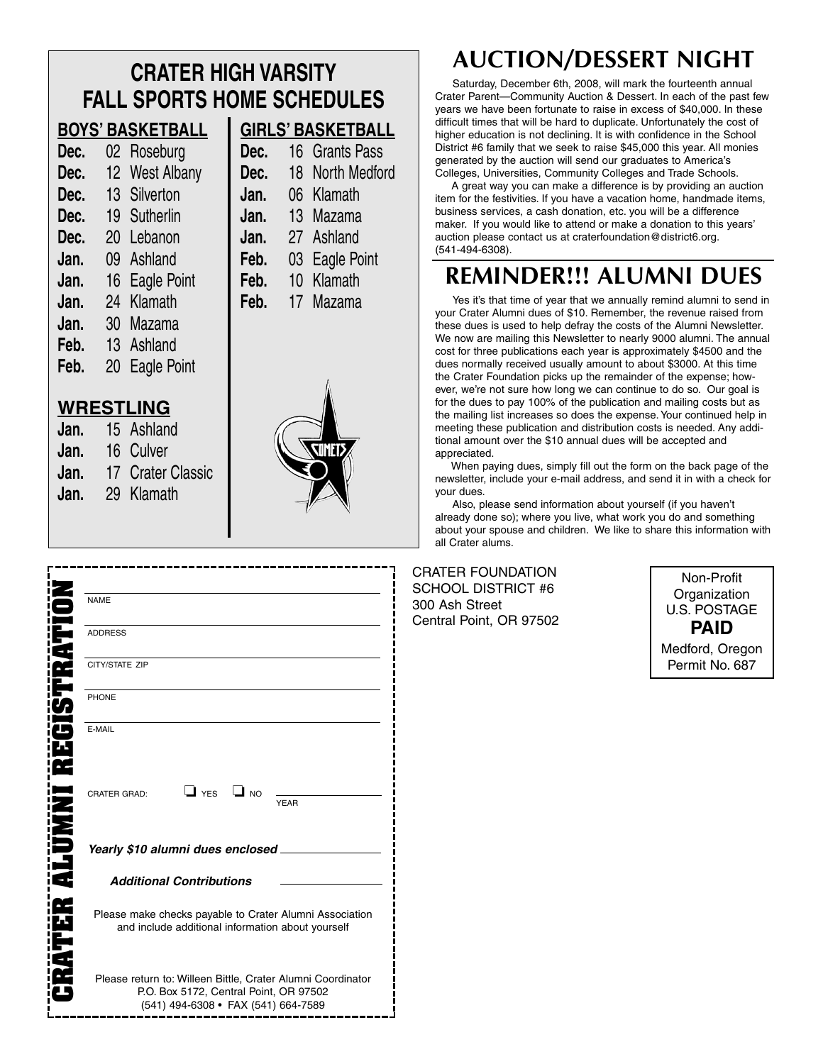# CRATER HIGH VARSITY FALL SPORTS HOME SCHEDULES

## BOYS' BASKETBALL

| | | |
|---|---|---|
| Dec. | 02 | Roseburg |
| Dec. | 12 | West Albany |
| Dec. | 13 | Silverton |
| Dec. | 19 | Sutherlin |
| Dec. | 20 | Lebanon |
| Jan. | 09 | Ashland |
| Jan. | 16 | Eagle Point |
| Jan. | 24 | Klamath |
| Jan. | 30 | Mazama |
| Feb. | 13 | Ashland |
| Feb. | 20 | Eagle Point |

## WRESTLING

| | | |
|---|---|---|
| Jan. | 15 | Ashland |
| Jan. | 16 | Culver |
| Jan. | 17 | Crater Classic |
| Jan. | 29 | Klamath |

## GIRLS' BASKETBALL

| | | |
|---|---|---|
| Dec. | 16 | Grants Pass |
| Dec. | 18 | North Medford |
| Jan. | 06 | Klamath |
| Jan. | 13 | Mazama |
| Jan. | 27 | Ashland |
| Feb. | 03 | Eagle Point |
| Feb. | 10 | Klamath |
| Feb. | 17 | Mazama |

COMETS

# AUCTION/DESSERT NIGHT

Saturday, December 6th, 2008, will mark the fourteenth annual Crater Parent—Community Auction & Dessert. In each of the past few years we have been fortunate to raise in excess of $40,000. In these difficult times that will be hard to duplicate. Unfortunately the cost of higher education is not declining. It is with confidence in the School District #6 family that we seek to raise $45,000 this year. All monies generated by the auction will send our graduates to America's Colleges, Universities, Community Colleges and Trade Schools.

A great way you can make a difference is by providing an auction item for the festivities. If you have a vacation home, handmade items, business services, a cash donation, etc. you will be a difference maker. If you would like to attend or make a donation to this years' auction please contact us at craterfoundation@district6.org. (541-494-6308).

# REMINDER!!! ALUMNI DUES

Yes it's that time of year that we annually remind alumni to send in your Crater Alumni dues of $10. Remember, the revenue raised from these dues is used to help defray the costs of the Alumni Newsletter. We now are mailing this Newsletter to nearly 9000 alumni. The annual cost for three publications each year is approximately $4500 and the dues normally received usually amount to about $3000. At this time the Crater Foundation picks up the remainder of the expense; however, we're not sure how long we can continue to do so. Our goal is for the dues to pay 100% of the publication and mailing costs but as the mailing list increases so does the expense. Your continued help in meeting these publication and distribution costs is needed. Any additional amount over the $10 annual dues will be accepted and appreciated.

When paying dues, simply fill out the form on the back page of the newsletter, include your e-mail address, and send it in with a check for your dues.

Also, please send information about yourself (if you haven't already done so); where you live, what work you do and something about your spouse and children. We like to share this information with all Crater alums.

## CRATER ALUMNI REGISTRATION

NAME ______________________

ADDRESS ______________________

CITY/STATE ZIP ______________________

PHONE ______________________

E-MAIL ______________________

CRATER GRAD: ❑ YES ❑ NO ________ YEAR

***Yearly $10 alumni dues enclosed*** ________

***Additional Contributions*** ________

Please make checks payable to Crater Alumni Association and include additional information about yourself

Please return to: Willeen Bittle, Crater Alumni Coordinator
P.O. Box 5172, Central Point, OR 97502
(541) 494-6308 • FAX (541) 664-7589

CRATER FOUNDATION
SCHOOL DISTRICT #6
300 Ash Street
Central Point, OR 97502

Non-Profit Organization
U.S. POSTAGE
**PAID**
Medford, Oregon
Permit No. 687